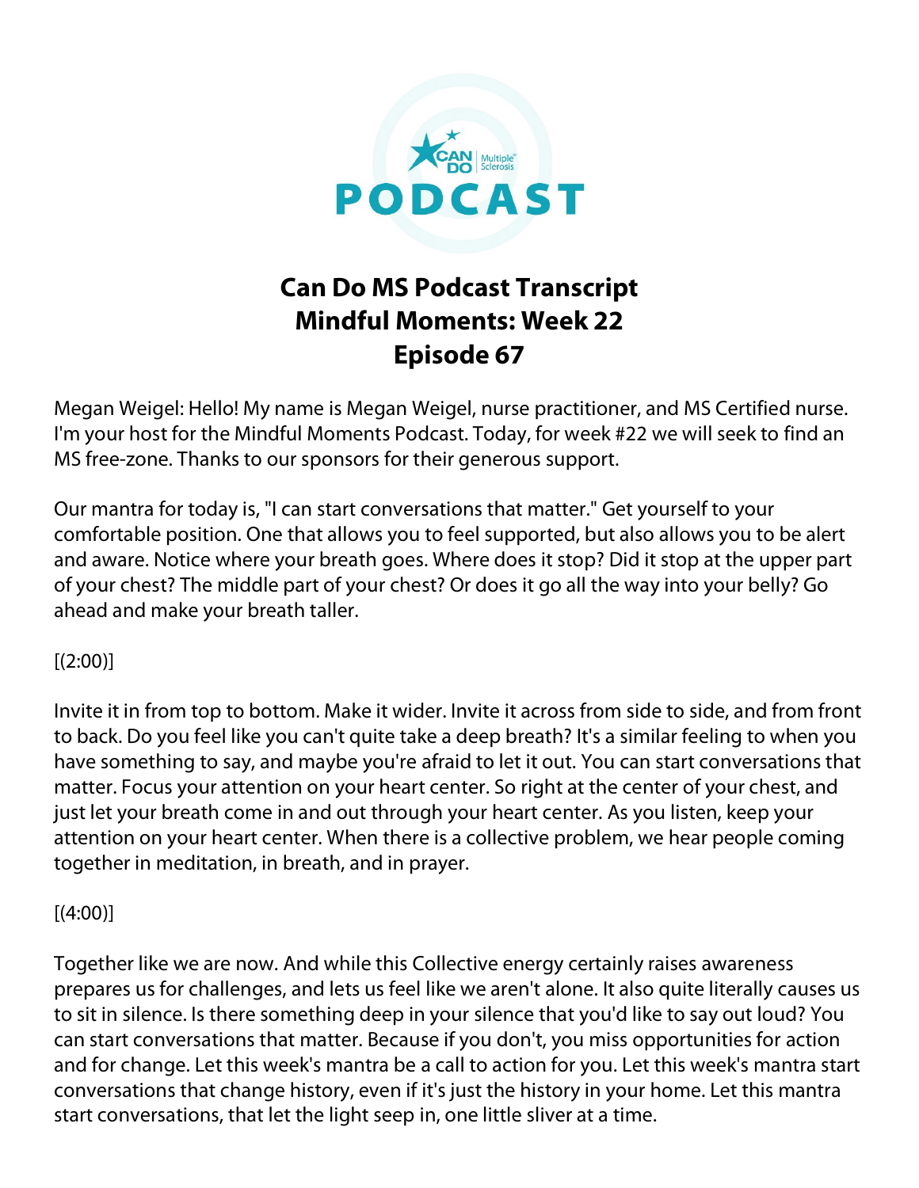# Can Do MS Podcast Transcript
# Mindful Moments: Week 22
# Episode 67

Megan Weigel: Hello! My name is Megan Weigel, nurse practitioner, and MS Certified nurse. I'm your host for the Mindful Moments Podcast. Today, for week #22 we will seek to find an MS free-zone. Thanks to our sponsors for their generous support.

Our mantra for today is, "I can start conversations that matter." Get yourself to your comfortable position. One that allows you to feel supported, but also allows you to be alert and aware. Notice where your breath goes. Where does it stop? Did it stop at the upper part of your chest? The middle part of your chest? Or does it go all the way into your belly? Go ahead and make your breath taller.

[(2:00)]

Invite it in from top to bottom. Make it wider. Invite it across from side to side, and from front to back. Do you feel like you can't quite take a deep breath? It's a similar feeling to when you have something to say, and maybe you're afraid to let it out. You can start conversations that matter. Focus your attention on your heart center. So right at the center of your chest, and just let your breath come in and out through your heart center. As you listen, keep your attention on your heart center. When there is a collective problem, we hear people coming together in meditation, in breath, and in prayer.

[(4:00)]

Together like we are now. And while this Collective energy certainly raises awareness prepares us for challenges, and lets us feel like we aren't alone. It also quite literally causes us to sit in silence. Is there something deep in your silence that you'd like to say out loud? You can start conversations that matter. Because if you don't, you miss opportunities for action and for change. Let this week's mantra be a call to action for you. Let this week's mantra start conversations that change history, even if it's just the history in your home. Let this mantra start conversations, that let the light seep in, one little sliver at a time.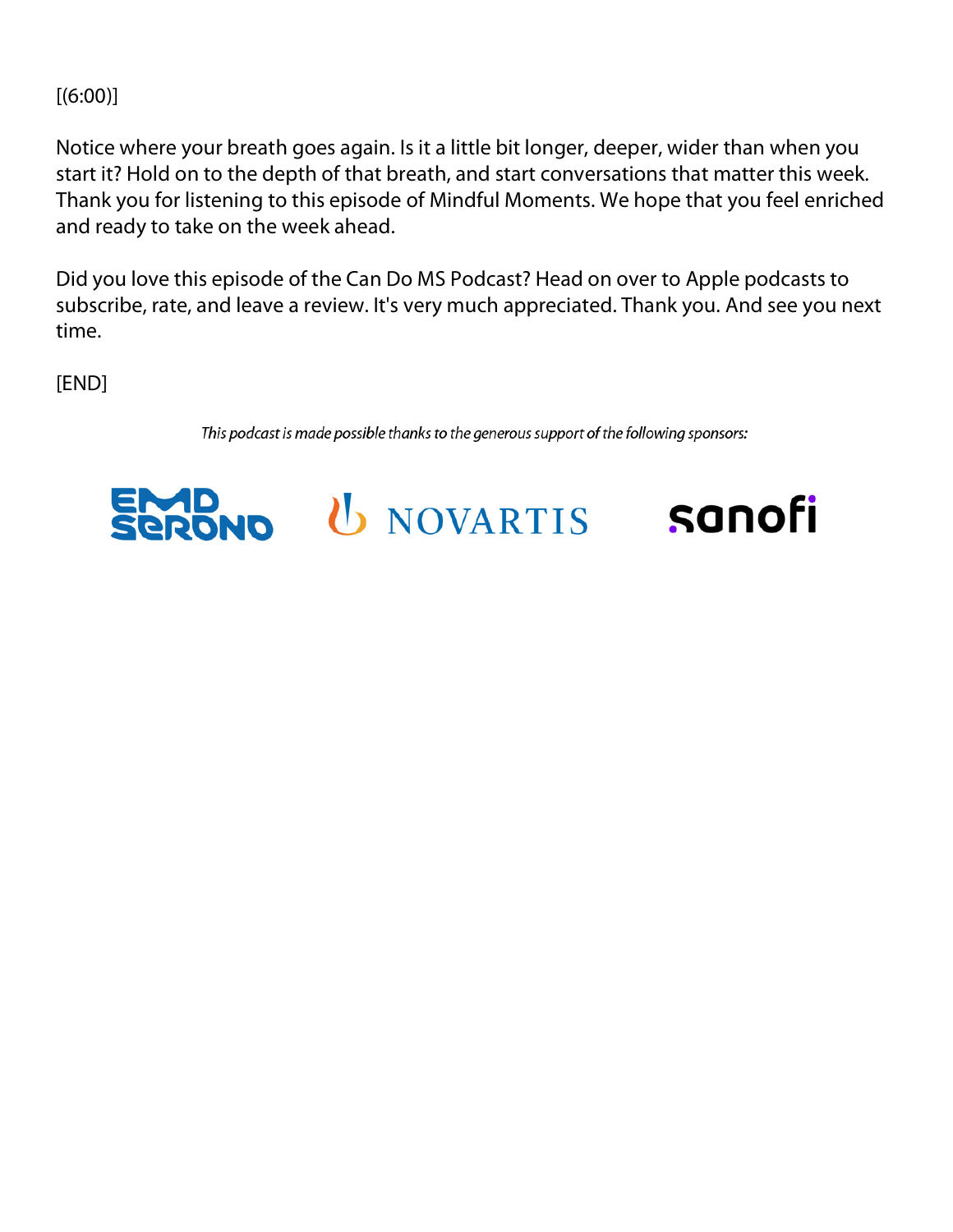[(6:00)]

Notice where your breath goes again. Is it a little bit longer, deeper, wider than when you start it? Hold on to the depth of that breath, and start conversations that matter this week. Thank you for listening to this episode of Mindful Moments. We hope that you feel enriched and ready to take on the week ahead.

Did you love this episode of the Can Do MS Podcast? Head on over to Apple podcasts to subscribe, rate, and leave a review. It's very much appreciated. Thank you. And see you next time.

[END]

*This podcast is made possible thanks to the generous support of the following sponsors:*

EMD SERONO NOVARTIS sanofi